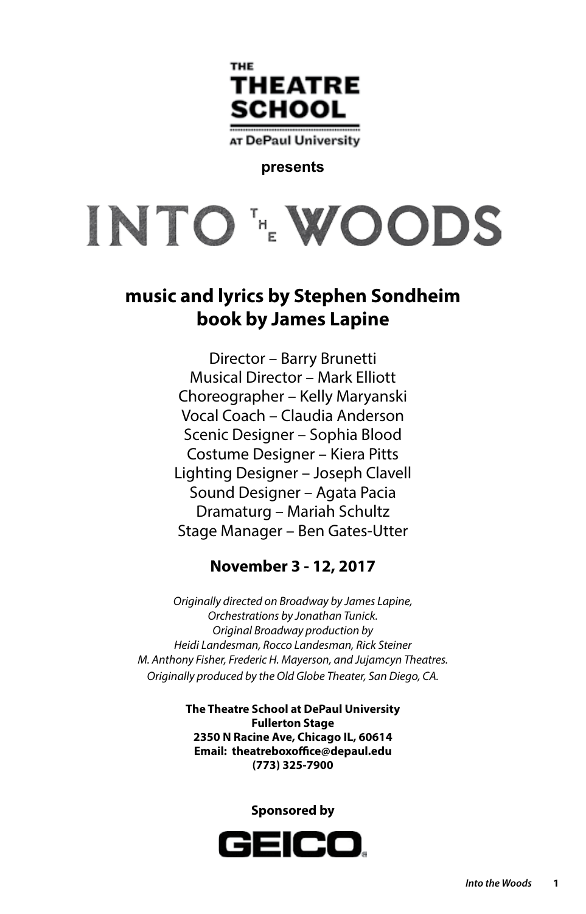THE
THEATRE
SCHOOL
AT DePaul University

**presents**

# INTO THE WOODS

## music and lyrics by Stephen Sondheim
## book by James Lapine

Director – Barry Brunetti
Musical Director – Mark Elliott
Choreographer – Kelly Maryanski
Vocal Coach – Claudia Anderson
Scenic Designer – Sophia Blood
Costume Designer – Kiera Pitts
Lighting Designer – Joseph Clavell
Sound Designer – Agata Pacia
Dramaturg – Mariah Schultz
Stage Manager – Ben Gates-Utter

**November 3 - 12, 2017**

*Originally directed on Broadway by James Lapine,*
*Orchestrations by Jonathan Tunick.*
*Original Broadway production by*
*Heidi Landesman, Rocco Landesman, Rick Steiner*
*M. Anthony Fisher, Frederic H. Mayerson, and Jujamcyn Theatres.*
*Originally produced by the Old Globe Theater, San Diego, CA.*

**The Theatre School at DePaul University**
**Fullerton Stage**
**2350 N Racine Ave, Chicago IL, 60614**
**Email: theatreboxoffice@depaul.edu**
**(773) 325-7900**

**Sponsored by**

GEICO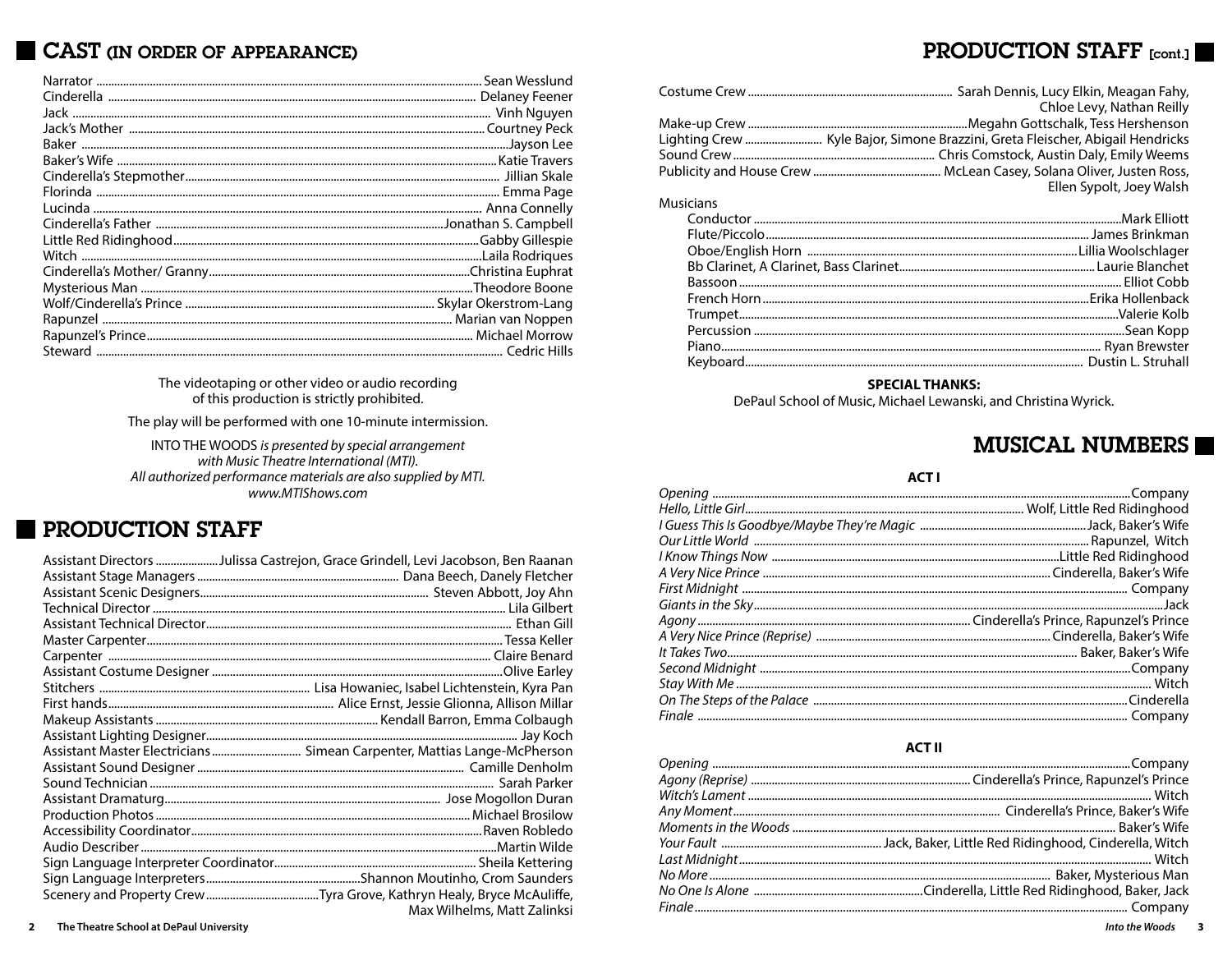## CAST (IN ORDER OF APPEARANCE)

| Role | Actor |
|---|---|
| Narrator | Sean Wesslund |
| Cinderella | Delaney Feener |
| Jack | Vinh Nguyen |
| Jack's Mother | Courtney Peck |
| Baker | Jayson Lee |
| Baker's Wife | Katie Travers |
| Cinderella's Stepmother | Jillian Skale |
| Florinda | Emma Page |
| Lucinda | Anna Connelly |
| Cinderella's Father | Jonathan S. Campbell |
| Little Red Ridinghood | Gabby Gillespie |
| Witch | Laila Rodriques |
| Cinderella's Mother/ Granny | Christina Euphrat |
| Mysterious Man | Theodore Boone |
| Wolf/Cinderella's Prince | Skylar Okerstrom-Lang |
| Rapunzel | Marian van Noppen |
| Rapunzel's Prince | Michael Morrow |
| Steward | Cedric Hills |

The videotaping or other video or audio recording of this production is strictly prohibited.

The play will be performed with one 10-minute intermission.

INTO THE WOODS *is presented by special arrangement with Music Theatre International (MTI). All authorized performance materials are also supplied by MTI. www.MTIShows.com*

## PRODUCTION STAFF

| Position | Name(s) |
|---|---|
| Assistant Directors | Julissa Castrejon, Grace Grindell, Levi Jacobson, Ben Raanan |
| Assistant Stage Managers | Dana Beech, Danely Fletcher |
| Assistant Scenic Designers | Steven Abbott, Joy Ahn |
| Technical Director | Lila Gilbert |
| Assistant Technical Director | Ethan Gill |
| Master Carpenter | Tessa Keller |
| Carpenter | Claire Benard |
| Assistant Costume Designer | Olive Earley |
| Stitchers | Lisa Howaniec, Isabel Lichtenstein, Kyra Pan |
| First hands | Alice Ernst, Jessie Glionna, Allison Millar |
| Makeup Assistants | Kendall Barron, Emma Colbaugh |
| Assistant Lighting Designer | Jay Koch |
| Assistant Master Electricians | Simean Carpenter, Mattias Lange-McPherson |
| Assistant Sound Designer | Camille Denholm |
| Sound Technician | Sarah Parker |
| Assistant Dramaturg | Jose Mogollon Duran |
| Production Photos | Michael Brosilow |
| Accessibility Coordinator | Raven Robledo |
| Audio Describer | Martin Wilde |
| Sign Language Interpreter Coordinator | Sheila Kettering |
| Sign Language Interpreters | Shannon Moutinho, Crom Saunders |
| Scenery and Property Crew | Tyra Grove, Kathryn Healy, Bryce McAuliffe, Max Wilhelms, Matt Zalinksi |

## PRODUCTION STAFF [cont.]

| Position | Name(s) |
|---|---|
| Costume Crew | Sarah Dennis, Lucy Elkin, Meagan Fahy, Chloe Levy, Nathan Reilly |
| Make-up Crew | Megahn Gottschalk, Tess Hershenson |
| Lighting Crew | Kyle Bajor, Simone Brazzini, Greta Fleischer, Abigail Hendricks |
| Sound Crew | Chris Comstock, Austin Daly, Emily Weems |
| Publicity and House Crew | McLean Casey, Solana Oliver, Justen Ross, Ellen Sypolt, Joey Walsh |

Musicians

| Instrument | Musician |
|---|---|
| Conductor | Mark Elliott |
| Flute/Piccolo | James Brinkman |
| Oboe/English Horn | Lillia Woolschlager |
| Bb Clarinet, A Clarinet, Bass Clarinet | Laurie Blanchet |
| Bassoon | Elliot Cobb |
| French Horn | Erika Hollenback |
| Trumpet | Valerie Kolb |
| Percussion | Sean Kopp |
| Piano | Ryan Brewster |
| Keyboard | Dustin L. Struhall |

**SPECIAL THANKS:**

DePaul School of Music, Michael Lewanski, and Christina Wyrick.

## MUSICAL NUMBERS

### ACT I

| Number | Performer(s) |
|---|---|
| *Opening* | Company |
| *Hello, Little Girl* | Wolf, Little Red Ridinghood |
| *I Guess This Is Goodbye/Maybe They're Magic* | Jack, Baker's Wife |
| *Our Little World* | Rapunzel, Witch |
| *I Know Things Now* | Little Red Ridinghood |
| *A Very Nice Prince* | Cinderella, Baker's Wife |
| *First Midnight* | Company |
| *Giants in the Sky* | Jack |
| *Agony* | Cinderella's Prince, Rapunzel's Prince |
| *A Very Nice Prince (Reprise)* | Cinderella, Baker's Wife |
| *It Takes Two* | Baker, Baker's Wife |
| *Second Midnight* | Company |
| *Stay With Me* | Witch |
| *On The Steps of the Palace* | Cinderella |
| *Finale* | Company |

### ACT II

| Number | Performer(s) |
|---|---|
| *Opening* | Company |
| *Agony (Reprise)* | Cinderella's Prince, Rapunzel's Prince |
| *Witch's Lament* | Witch |
| *Any Moment* | Cinderella's Prince, Baker's Wife |
| *Moments in the Woods* | Baker's Wife |
| *Your Fault* | Jack, Baker, Little Red Ridinghood, Cinderella, Witch |
| *Last Midnight* | Witch |
| *No More* | Baker, Mysterious Man |
| *No One Is Alone* | Cinderella, Little Red Ridinghood, Baker, Jack |
| *Finale* | Company |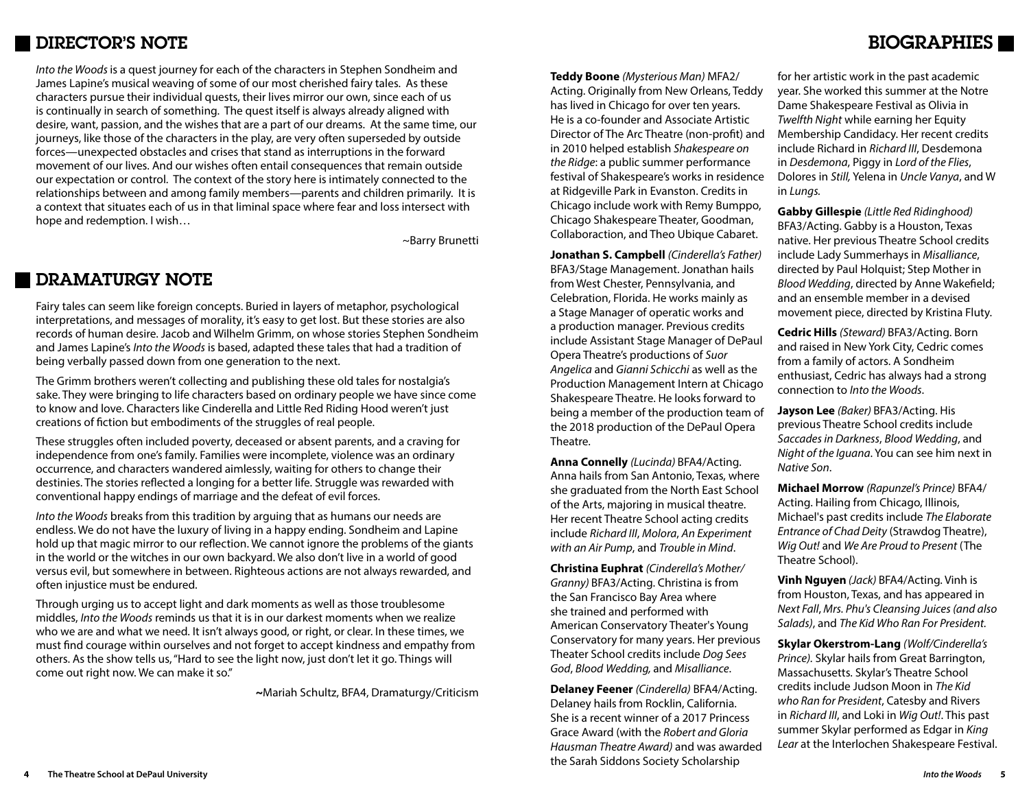## DIRECTOR'S NOTE

*Into the Woods* is a quest journey for each of the characters in Stephen Sondheim and James Lapine's musical weaving of some of our most cherished fairy tales. As these characters pursue their individual quests, their lives mirror our own, since each of us is continually in search of something. The quest itself is always already aligned with desire, want, passion, and the wishes that are a part of our dreams. At the same time, our journeys, like those of the characters in the play, are very often superseded by outside forces—unexpected obstacles and crises that stand as interruptions in the forward movement of our lives. And our wishes often entail consequences that remain outside our expectation or control. The context of the story here is intimately connected to the relationships between and among family members—parents and children primarily. It is a context that situates each of us in that liminal space where fear and loss intersect with hope and redemption. I wish…

~Barry Brunetti

## DRAMATURGY NOTE

Fairy tales can seem like foreign concepts. Buried in layers of metaphor, psychological interpretations, and messages of morality, it's easy to get lost. But these stories are also records of human desire. Jacob and Wilhelm Grimm, on whose stories Stephen Sondheim and James Lapine's *Into the Woods* is based, adapted these tales that had a tradition of being verbally passed down from one generation to the next.

The Grimm brothers weren't collecting and publishing these old tales for nostalgia's sake. They were bringing to life characters based on ordinary people we have since come to know and love. Characters like Cinderella and Little Red Riding Hood weren't just creations of fiction but embodiments of the struggles of real people.

These struggles often included poverty, deceased or absent parents, and a craving for independence from one's family. Families were incomplete, violence was an ordinary occurrence, and characters wandered aimlessly, waiting for others to change their destinies. The stories reflected a longing for a better life. Struggle was rewarded with conventional happy endings of marriage and the defeat of evil forces.

*Into the Woods* breaks from this tradition by arguing that as humans our needs are endless. We do not have the luxury of living in a happy ending. Sondheim and Lapine hold up that magic mirror to our reflection. We cannot ignore the problems of the giants in the world or the witches in our own backyard. We also don't live in a world of good versus evil, but somewhere in between. Righteous actions are not always rewarded, and often injustice must be endured.

Through urging us to accept light and dark moments as well as those troublesome middles, *Into the Woods* reminds us that it is in our darkest moments when we realize who we are and what we need. It isn't always good, or right, or clear. In these times, we must find courage within ourselves and not forget to accept kindness and empathy from others. As the show tells us, "Hard to see the light now, just don't let it go. Things will come out right now. We can make it so."

~Mariah Schultz, BFA4, Dramaturgy/Criticism

## BIOGRAPHIES

**Teddy Boone** *(Mysterious Man)* MFA2/Acting. Originally from New Orleans, Teddy has lived in Chicago for over ten years. He is a co-founder and Associate Artistic Director of The Arc Theatre (non-profit) and in 2010 helped establish *Shakespeare on the Ridge*: a public summer performance festival of Shakespeare's works in residence at Ridgeville Park in Evanston. Credits in Chicago include work with Remy Bumppo, Chicago Shakespeare Theater, Goodman, Collaboraction, and Theo Ubique Cabaret.

**Jonathan S. Campbell** *(Cinderella's Father)* BFA3/Stage Management. Jonathan hails from West Chester, Pennsylvania, and Celebration, Florida. He works mainly as a Stage Manager of operatic works and a production manager. Previous credits include Assistant Stage Manager of DePaul Opera Theatre's productions of *Suor Angelica* and *Gianni Schicchi* as well as the Production Management Intern at Chicago Shakespeare Theatre. He looks forward to being a member of the production team of the 2018 production of the DePaul Opera Theatre.

**Anna Connelly** *(Lucinda)* BFA4/Acting. Anna hails from San Antonio, Texas, where she graduated from the North East School of the Arts, majoring in musical theatre. Her recent Theatre School acting credits include *Richard III*, *Molora*, *An Experiment with an Air Pump*, and *Trouble in Mind*.

**Christina Euphrat** *(Cinderella's Mother/Granny)* BFA3/Acting. Christina is from the San Francisco Bay Area where she trained and performed with American Conservatory Theater's Young Conservatory for many years. Her previous Theater School credits include *Dog Sees God*, *Blood Wedding,* and *Misalliance*.

**Delaney Feener** *(Cinderella)* BFA4/Acting. Delaney hails from Rocklin, California. She is a recent winner of a 2017 Princess Grace Award (with the *Robert and Gloria Hausman Theatre Award)* and was awarded the Sarah Siddons Society Scholarship for her artistic work in the past academic year. She worked this summer at the Notre Dame Shakespeare Festival as Olivia in *Twelfth Night* while earning her Equity Membership Candidacy. Her recent credits include Richard in *Richard III*, Desdemona in *Desdemona*, Piggy in *Lord of the Flies*, Dolores in *Still,* Yelena in *Uncle Vanya*, and W in *Lungs.*

**Gabby Gillespie** *(Little Red Ridinghood)* BFA3/Acting. Gabby is a Houston, Texas native. Her previous Theatre School credits include Lady Summerhays in *Misalliance*, directed by Paul Holquist; Step Mother in *Blood Wedding*, directed by Anne Wakefield; and an ensemble member in a devised movement piece, directed by Kristina Fluty.

**Cedric Hills** *(Steward)* BFA3/Acting. Born and raised in New York City, Cedric comes from a family of actors. A Sondheim enthusiast, Cedric has always had a strong connection to *Into the Woods*.

**Jayson Lee** *(Baker)* BFA3/Acting. His previous Theatre School credits include *Saccades in Darkness*, *Blood Wedding*, and *Night of the Iguana*. You can see him next in *Native Son*.

**Michael Morrow** *(Rapunzel's Prince)* BFA4/Acting. Hailing from Chicago, Illinois, Michael's past credits include *The Elaborate Entrance of Chad Deity* (Strawdog Theatre), *Wig Out!* and *We Are Proud to Present* (The Theatre School).

**Vinh Nguyen** *(Jack)* BFA4/Acting. Vinh is from Houston, Texas, and has appeared in *Next Fall*, *Mrs. Phu's Cleansing Juices (and also Salads)*, and *The Kid Who Ran For President.*

**Skylar Okerstrom-Lang** *(Wolf/Cinderella's Prince).* Skylar hails from Great Barrington, Massachusetts. Skylar's Theatre School credits include Judson Moon in *The Kid who Ran for President*, Catesby and Rivers in *Richard III*, and Loki in *Wig Out!*. This past summer Skylar performed as Edgar in *King Lear* at the Interlochen Shakespeare Festival.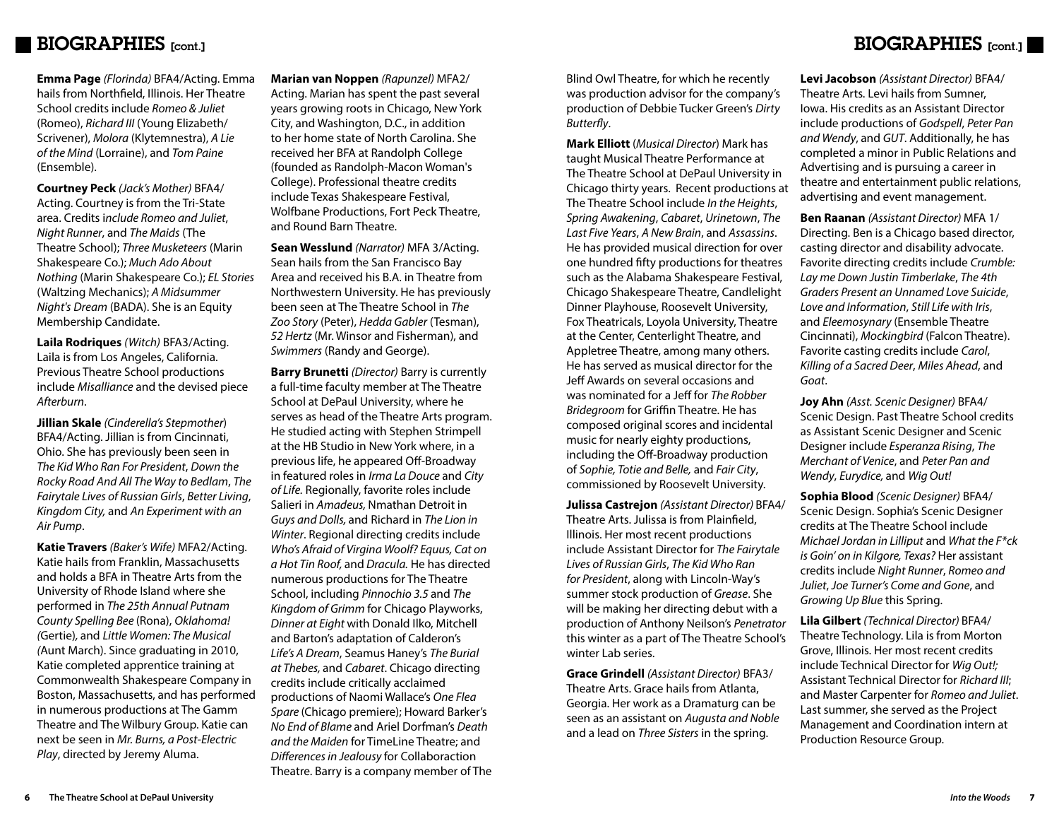## BIOGRAPHIES [cont.]

**Emma Page** *(Florinda)* BFA4/Acting. Emma hails from Northfield, Illinois. Her Theatre School credits include *Romeo & Juliet* (Romeo), *Richard III* (Young Elizabeth/ Scrivener), *Molora* (Klytemnestra), *A Lie of the Mind* (Lorraine), and *Tom Paine* (Ensemble).

**Courtney Peck** *(Jack's Mother)* BFA4/ Acting. Courtney is from the Tri-State area. Credits i*nclude Romeo and Juliet*, *Night Runner*, and *The Maids* (The Theatre School); *Three Musketeers* (Marin Shakespeare Co.); *Much Ado About Nothing* (Marin Shakespeare Co.); *EL Stories* (Waltzing Mechanics); *A Midsummer Night's Dream* (BADA). She is an Equity Membership Candidate.

**Laila Rodriques** *(Witch)* BFA3/Acting. Laila is from Los Angeles, California. Previous Theatre School productions include *Misalliance* and the devised piece *Afterburn*.

**Jillian Skale** *(Cinderella's Stepmother)* BFA4/Acting. Jillian is from Cincinnati, Ohio. She has previously been seen in *The Kid Who Ran For President*, *Down the Rocky Road And All The Way to Bedlam*, *The Fairytale Lives of Russian Girls*, *Better Living*, *Kingdom City,* and *An Experiment with an Air Pump*.

**Katie Travers** *(Baker's Wife)* MFA2/Acting. Katie hails from Franklin, Massachusetts and holds a BFA in Theatre Arts from the University of Rhode Island where she performed in *The 25th Annual Putnam County Spelling Bee* (Rona), *Oklahoma! (*Gertie), and *Little Women: The Musical (*Aunt March). Since graduating in 2010, Katie completed apprentice training at Commonwealth Shakespeare Company in Boston, Massachusetts, and has performed in numerous productions at The Gamm Theatre and The Wilbury Group. Katie can next be seen in *Mr. Burns, a Post-Electric Play*, directed by Jeremy Aluma.

**Marian van Noppen** *(Rapunzel)* MFA2/ Acting. Marian has spent the past several years growing roots in Chicago, New York City, and Washington, D.C., in addition to her home state of North Carolina. She received her BFA at Randolph College (founded as Randolph-Macon Woman's College). Professional theatre credits include Texas Shakespeare Festival, Wolfbane Productions, Fort Peck Theatre, and Round Barn Theatre.

**Sean Wesslund** *(Narrator)* MFA 3/Acting. Sean hails from the San Francisco Bay Area and received his B.A. in Theatre from Northwestern University. He has previously been seen at The Theatre School in *The Zoo Story* (Peter), *Hedda Gabler* (Tesman), *52 Hertz* (Mr. Winsor and Fisherman), and *Swimmers* (Randy and George).

**Barry Brunetti** *(Director)* Barry is currently a full-time faculty member at The Theatre School at DePaul University, where he serves as head of the Theatre Arts program. He studied acting with Stephen Strimpell at the HB Studio in New York where, in a previous life, he appeared Off-Broadway in featured roles in *Irma La Douce* and *City of Life.* Regionally, favorite roles include Salieri in *Amadeus,* Nmathan Detroit in *Guys and Dolls,* and Richard in *The Lion in Winter*. Regional directing credits include *Who's Afraid of Virgina Woolf? Equus, Cat on a Hot Tin Roof,* and *Dracula.* He has directed numerous productions for The Theatre School, including *Pinnochio 3.5* and *The Kingdom of Grimm* for Chicago Playworks, *Dinner at Eight* with Donald Ilko, Mitchell and Barton's adaptation of Calderon's *Life's A Dream*, Seamus Haney's *The Burial at Thebes,* and *Cabaret*. Chicago directing credits include critically acclaimed productions of Naomi Wallace's *One Flea Spare* (Chicago premiere); Howard Barker's *No End of Blame* and Ariel Dorfman's *Death and the Maiden* for TimeLine Theatre; and *Differences in Jealousy* for Collaboraction Theatre. Barry is a company member of The Blind Owl Theatre, for which he recently was production advisor for the company's production of Debbie Tucker Green's *Dirty Butterfly*.

**Mark Elliott** (*Musical Director*) Mark has taught Musical Theatre Performance at The Theatre School at DePaul University in Chicago thirty years. Recent productions at The Theatre School include *In the Heights*, *Spring Awakening*, *Cabaret*, *Urinetown*, *The Last Five Years*, *A New Brain*, and *Assassins*. He has provided musical direction for over one hundred fifty productions for theatres such as the Alabama Shakespeare Festival, Chicago Shakespeare Theatre, Candlelight Dinner Playhouse, Roosevelt University, Fox Theatricals, Loyola University, Theatre at the Center, Centerlight Theatre, and Appletree Theatre, among many others. He has served as musical director for the Jeff Awards on several occasions and was nominated for a Jeff for *The Robber Bridegroom* for Griffin Theatre. He has composed original scores and incidental music for nearly eighty productions, including the Off-Broadway production of *Sophie, Totie and Belle,* and *Fair City*, commissioned by Roosevelt University.

**Julissa Castrejon** *(Assistant Director)* BFA4/ Theatre Arts. Julissa is from Plainfield, Illinois. Her most recent productions include Assistant Director for *The Fairytale Lives of Russian Girls*, *The Kid Who Ran for President*, along with Lincoln-Way's summer stock production of *Grease*. She will be making her directing debut with a production of Anthony Neilson's *Penetrator* this winter as a part of The Theatre School's winter Lab series.

**Grace Grindell** *(Assistant Director)* BFA3/ Theatre Arts. Grace hails from Atlanta, Georgia. Her work as a Dramaturg can be seen as an assistant on *Augusta and Noble* and a lead on *Three Sisters* in the spring.

**Levi Jacobson** *(Assistant Director)* BFA4/ Theatre Arts. Levi hails from Sumner, Iowa. His credits as an Assistant Director include productions of *Godspell*, *Peter Pan and Wendy*, and *GUT*. Additionally, he has completed a minor in Public Relations and Advertising and is pursuing a career in theatre and entertainment public relations, advertising and event management.

**Ben Raanan** *(Assistant Director)* MFA 1/ Directing. Ben is a Chicago based director, casting director and disability advocate. Favorite directing credits include *Crumble: Lay me Down Justin Timberlake*, *The 4th Graders Present an Unnamed Love Suicide*, *Love and Information*, *Still Life with Iris*, and *Eleemosynary* (Ensemble Theatre Cincinnati), *Mockingbird* (Falcon Theatre). Favorite casting credits include *Carol*, *Killing of a Sacred Deer*, *Miles Ahead*, and *Goat*.

**Joy Ahn** *(Asst. Scenic Designer)* BFA4/ Scenic Design. Past Theatre School credits as Assistant Scenic Designer and Scenic Designer include *Esperanza Rising*, *The Merchant of Venice*, and *Peter Pan and Wendy*, *Eurydice,* and *Wig Out!*

**Sophia Blood** *(Scenic Designer)* BFA4/ Scenic Design. Sophia's Scenic Designer credits at The Theatre School include *Michael Jordan in Lilliput* and *What the F*ck is Goin' on in Kilgore, Texas?* Her assistant credits include *Night Runner*, *Romeo and Juliet*, *Joe Turner's Come and Gone*, and *Growing Up Blue* this Spring.

**Lila Gilbert** *(Technical Director)* BFA4/ Theatre Technology. Lila is from Morton Grove, Illinois. Her most recent credits include Technical Director for *Wig Out!;* Assistant Technical Director for *Richard III*; and Master Carpenter for *Romeo and Juliet*. Last summer, she served as the Project Management and Coordination intern at Production Resource Group.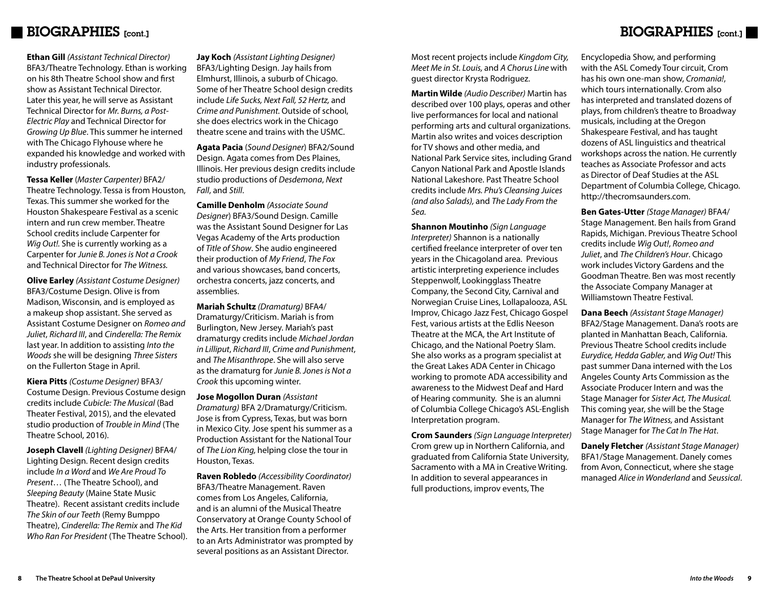## BIOGRAPHIES [cont.]

**Ethan Gill** *(Assistant Technical Director)* BFA3/Theatre Technology. Ethan is working on his 8th Theatre School show and first show as Assistant Technical Director. Later this year, he will serve as Assistant Technical Director for *Mr. Burns, a Post-Electric Play* and Technical Director for *Growing Up Blue*. This summer he interned with The Chicago Flyhouse where he expanded his knowledge and worked with industry professionals.

**Tessa Keller** (*Master Carpenter)* BFA2/Theatre Technology. Tessa is from Houston, Texas. This summer she worked for the Houston Shakespeare Festival as a scenic intern and run crew member. Theatre School credits include Carpenter for *Wig Out!.* She is currently working as a Carpenter for *Junie B. Jones is Not a Crook* and Technical Director for *The Witness.*

**Olive Earley** *(Assistant Costume Designer)* BFA3/Costume Design. Olive is from Madison, Wisconsin, and is employed as a makeup shop assistant. She served as Assistant Costume Designer on *Romeo and Juliet*, *Richard III*, and *Cinderella: The Remix* last year. In addition to assisting *Into the Woods* she will be designing *Three Sisters* on the Fullerton Stage in April.

**Kiera Pitts** *(Costume Designer)* BFA3/Costume Design. Previous Costume design credits include *Cubicle: The Musical* (Bad Theater Festival, 2015), and the elevated studio production of *Trouble in Mind* (The Theatre School, 2016).

**Joseph Clavell** *(Lighting Designer)* BFA4/Lighting Design. Recent design credits include *In a Word* and *We Are Proud To Present*… (The Theatre School), and *Sleeping Beauty* (Maine State Music Theatre). Recent assistant credits include *The Skin of our Teeth* (Remy Bumppo Theatre), *Cinderella: The Remix* and *The Kid Who Ran For President* (The Theatre School).

**Jay Koch** *(Assistant Lighting Designer)* BFA3/Lighting Design. Jay hails from Elmhurst, Illinois, a suburb of Chicago. Some of her Theatre School design credits include *Life Sucks, Next Fall, 52 Hertz,* and *Crime and Punishment*. Outside of school, she does electrics work in the Chicago theatre scene and trains with the USMC.

**Agata Pacia** (*Sound Designer*) BFA2/Sound Design. Agata comes from Des Plaines, Illinois. Her previous design credits include studio productions of *Desdemona*, *Next Fall*, and *Still*.

**Camille Denholm** *(Associate Sound Designer*) BFA3/Sound Design. Camille was the Assistant Sound Designer for Las Vegas Academy of the Arts production of *Title of Show*. She audio engineered their production of *My Friend*, *The Fox* and various showcases, band concerts, orchestra concerts, jazz concerts, and assemblies.

**Mariah Schultz** *(Dramaturg)* BFA4/Dramaturgy/Criticism. Mariah is from Burlington, New Jersey. Mariah's past dramaturgy credits include *Michael Jordan in Lilliput*, *Richard III*, *Crime and Punishment*, and *The Misanthrope*. She will also serve as the dramaturg for *Junie B. Jones is Not a Crook* this upcoming winter.

**Jose Mogollon Duran** *(Assistant Dramaturg)* BFA 2/Dramaturgy/Criticism. Jose is from Cypress, Texas, but was born in Mexico City. Jose spent his summer as a Production Assistant for the National Tour of *The Lion King,* helping close the tour in Houston, Texas.

**Raven Robledo** *(Accessibility Coordinator)* BFA3/Theatre Management. Raven comes from Los Angeles, California, and is an alumni of the Musical Theatre Conservatory at Orange County School of the Arts. Her transition from a performer to an Arts Administrator was prompted by several positions as an Assistant Director. Most recent projects include *Kingdom City, Meet Me in St. Louis,* and *A Chorus Line* with guest director Krysta Rodriguez.

**Martin Wilde** *(Audio Describer)* Martin has described over 100 plays, operas and other live performances for local and national performing arts and cultural organizations. Martin also writes and voices description for TV shows and other media, and National Park Service sites, including Grand Canyon National Park and Apostle Islands National Lakeshore. Past Theatre School credits include *Mrs. Phu's Cleansing Juices (and also Salads)*, and *The Lady From the Sea.*

**Shannon Moutinho** *(Sign Language Interpreter)* Shannon is a nationally certified freelance interpreter of over ten years in the Chicagoland area. Previous artistic interpreting experience includes Steppenwolf, Lookingglass Theatre Company, the Second City, Carnival and Norwegian Cruise Lines, Lollapalooza, ASL Improv, Chicago Jazz Fest, Chicago Gospel Fest, various artists at the Edlis Neeson Theatre at the MCA, the Art Institute of Chicago, and the National Poetry Slam. She also works as a program specialist at the Great Lakes ADA Center in Chicago working to promote ADA accessibility and awareness to the Midwest Deaf and Hard of Hearing community. She is an alumni of Columbia College Chicago's ASL-English Interpretation program.

**Crom Saunders** *(Sign Language Interpreter)* Crom grew up in Northern California, and graduated from California State University, Sacramento with a MA in Creative Writing. In addition to several appearances in full productions, improv events, The Encyclopedia Show, and performing with the ASL Comedy Tour circuit, Crom has his own one-man show, *Cromania!*, which tours internationally. Crom also has interpreted and translated dozens of plays, from children's theatre to Broadway musicals, including at the Oregon Shakespeare Festival, and has taught dozens of ASL linguistics and theatrical workshops across the nation. He currently teaches as Associate Professor and acts as Director of Deaf Studies at the ASL Department of Columbia College, Chicago. http://thecromsaunders.com.

**Ben Gates-Utter** *(Stage Manager)* BFA4/Stage Management. Ben hails from Grand Rapids, Michigan. Previous Theatre School credits include *Wig Out!*, *Romeo and Juliet*, and *The Children's Hour*. Chicago work includes Victory Gardens and the Goodman Theatre. Ben was most recently the Associate Company Manager at Williamstown Theatre Festival.

**Dana Beech** *(Assistant Stage Manager)* BFA2/Stage Management. Dana's roots are planted in Manhattan Beach, California. Previous Theatre School credits include *Eurydice, Hedda Gabler,* and *Wig Out!* This past summer Dana interned with the Los Angeles County Arts Commission as the Associate Producer Intern and was the Stage Manager for *Sister Act, The Musical.* This coming year, she will be the Stage Manager for *The Witness,* and Assistant Stage Manager for *The Cat In The Hat*.

**Danely Fletcher** *(Assistant Stage Manager)* BFA1/Stage Management. Danely comes from Avon, Connecticut, where she stage managed *Alice in Wonderland* and *Seussical*.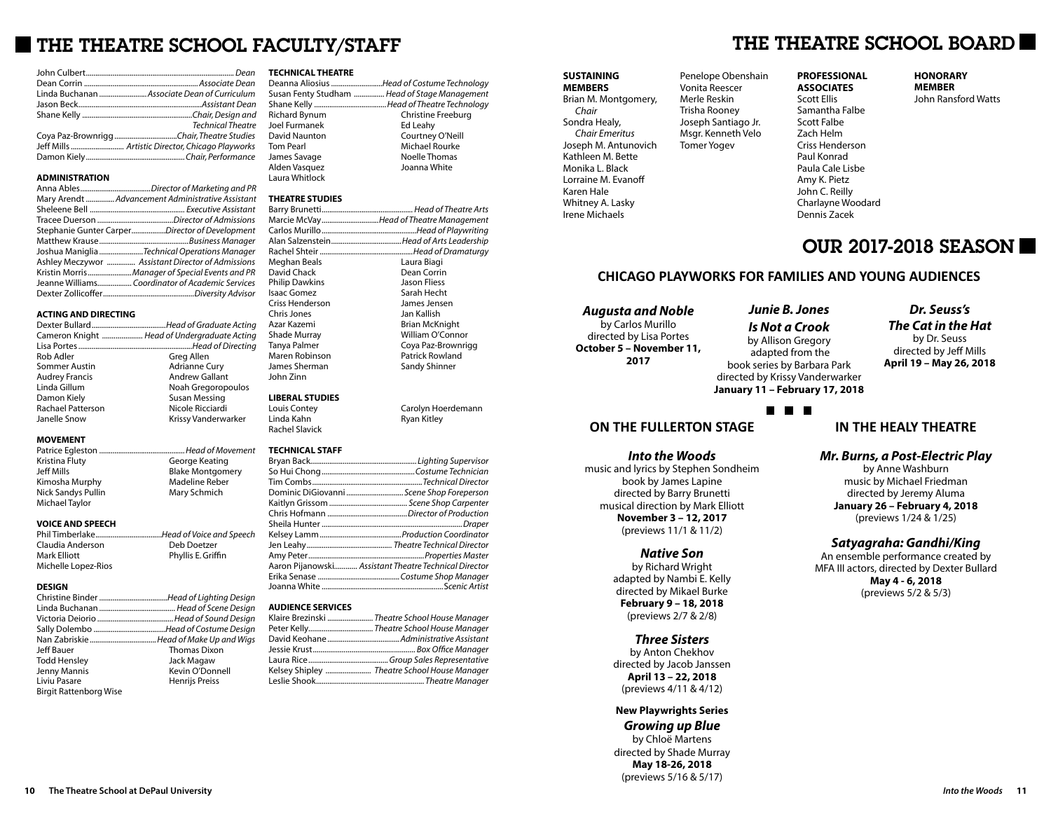# THE THEATRE SCHOOL FACULTY/STAFF

John Culbert — *Dean*
Dean Corrin — *Associate Dean*
Linda Buchanan — *Associate Dean of Curriculum*
Jason Beck — *Assistant Dean*
Shane Kelly — *Chair, Design and Technical Theatre*
Coya Paz-Brownrigg — *Chair, Theatre Studies*
Jeff Mills — *Artistic Director, Chicago Playworks*
Damon Kiely — *Chair, Performance*

### ADMINISTRATION

Anna Ables — *Director of Marketing and PR*
Mary Arendt — *Advancement Administrative Assistant*
Sheleene Bell — *Executive Assistant*
Tracee Duerson — *Director of Admissions*
Stephanie Gunter Carper — *Director of Development*
Matthew Krause — *Business Manager*
Joshua Maniglia — *Technical Operations Manager*
Ashley Meczywor — *Assistant Director of Admissions*
Kristin Morris — *Manager of Special Events and PR*
Jeanne Williams — *Coordinator of Academic Services*
Dexter Zollicoffer — *Diversity Advisor*

### ACTING AND DIRECTING

Dexter Bullard — *Head of Graduate Acting*
Cameron Knight — *Head of Undergraduate Acting*
Lisa Portes — *Head of Directing*

Rob Adler
Sommer Austin
Audrey Francis
Linda Gillum
Damon Kiely
Rachael Patterson
Janelle Snow
Greg Allen
Adrianne Cury
Andrew Gallant
Noah Gregoropoulos
Susan Messing
Nicole Ricciardi
Krissy Vanderwarker

### MOVEMENT

Patrice Egleston — *Head of Movement*

Kristina Fluty
Jeff Mills
Kimosha Murphy
Nick Sandys Pullin
Michael Taylor
George Keating
Blake Montgomery
Madeline Reber
Mary Schmich

### VOICE AND SPEECH

Phil Timberlake — *Head of Voice and Speech*

Claudia Anderson
Mark Elliott
Michelle Lopez-Rios
Deb Doetzer
Phyllis E. Griffin

### DESIGN

Christine Binder — *Head of Lighting Design*
Linda Buchanan — *Head of Scene Design*
Victoria Deiorio — *Head of Sound Design*
Sally Dolembo — *Head of Costume Design*
Nan Zabriskie — *Head of Make Up and Wigs*

Jeff Bauer
Todd Hensley
Jenny Mannis
Liviu Pasare
Birgit Rattenborg Wise
Thomas Dixon
Jack Magaw
Kevin O'Donnell
Henrijs Preiss

### TECHNICAL THEATRE

Deanna Aliosius — *Head of Costume Technology*
Susan Fenty Studham — *Head of Stage Management*
Shane Kelly — *Head of Theatre Technology*

Richard Bynum
Joel Furmanek
David Naunton
Tom Pearl
James Savage
Alden Vasquez
Laura Whitlock
Christine Freeburg
Ed Leahy
Courtney O'Neill
Michael Rourke
Noelle Thomas
Joanna White

### THEATRE STUDIES

Barry Brunetti — *Head of Theatre Arts*
Marcie McVay — *Head of Theatre Management*
Carlos Murillo — *Head of Playwriting*
Alan Salzenstein — *Head of Arts Leadership*
Rachel Shteir — *Head of Dramaturgy*

Meghan Beals
David Chack
Philip Dawkins
Isaac Gomez
Criss Henderson
Chris Jones
Azar Kazemi
Shade Murray
Tanya Palmer
Maren Robinson
James Sherman
John Zinn
Laura Biagi
Dean Corrin
Jason Fliess
Sarah Hecht
James Jensen
Jan Kallish
Brian McKnight
William O'Connor
Coya Paz-Brownrigg
Patrick Rowland
Sandy Shinner

### LIBERAL STUDIES

Louis Contey
Linda Kahn
Rachel Slavick
Carolyn Hoerdemann
Ryan Kitley

### TECHNICAL STAFF

Bryan Back — *Lighting Supervisor*
So Hui Chong — *Costume Technician*
Tim Combs — *Technical Director*
Dominic DiGiovanni — *Scene Shop Foreperson*
Kaitlyn Grissom — *Scene Shop Carpenter*
Chris Hofmann — *Director of Production*
Sheila Hunter — *Draper*
Kelsey Lamm — *Production Coordinator*
Jen Leahy — *Theatre Technical Director*
Amy Peter — *Properties Master*
Aaron Pijanowski — *Assistant Theatre Technical Director*
Erika Senase — *Costume Shop Manager*
Joanna White — *Scenic Artist*

### AUDIENCE SERVICES

Klaire Brezinski — *Theatre School House Manager*
Peter Kelly — *Theatre School House Manager*
David Keohane — *Administrative Assistant*
Jessie Krust — *Box Office Manager*
Laura Rice — *Group Sales Representative*
Kelsey Shipley — *Theatre School House Manager*
Leslie Shook — *Theatre Manager*

# THE THEATRE SCHOOL BOARD

### SUSTAINING MEMBERS

Brian M. Montgomery, *Chair*
Sondra Healy, *Chair Emeritus*
Joseph M. Antunovich
Kathleen M. Bette
Monika L. Black
Lorraine M. Evanoff
Karen Hale
Whitney A. Lasky
Irene Michaels
Penelope Obenshain
Vonita Reescer
Merle Reskin
Trisha Rooney
Joseph Santiago Jr.
Msgr. Kenneth Velo
Tomer Yogev

### PROFESSIONAL ASSOCIATES

Scott Ellis
Samantha Falbe
Scott Falbe
Zach Helm
Criss Henderson
Paul Konrad
Paula Cale Lisbe
Amy K. Pietz
John C. Reilly
Charlayne Woodard
Dennis Zacek

### HONORARY MEMBER

John Ransford Watts

# OUR 2017-2018 SEASON

## CHICAGO PLAYWORKS FOR FAMILIES AND YOUNG AUDIENCES

***Augusta and Noble***
by Carlos Murillo
directed by Lisa Portes
**October 5 – November 11, 2017**

***Junie B. Jones Is Not a Crook***
by Allison Gregory
adapted from the book series by Barbara Park
directed by Krissy Vanderwarker
**January 11 – February 17, 2018**

***Dr. Seuss's The Cat in the Hat***
by Dr. Seuss
directed by Jeff Mills
**April 19 – May 26, 2018**

## ON THE FULLERTON STAGE

***Into the Woods***
music and lyrics by Stephen Sondheim
book by James Lapine
directed by Barry Brunetti
musical direction by Mark Elliott
**November 3 – 12, 2017**
(previews 11/1 & 11/2)

***Native Son***
by Richard Wright
adapted by Nambi E. Kelly
directed by Mikael Burke
**February 9 – 18, 2018**
(previews 2/7 & 2/8)

***Three Sisters***
by Anton Chekhov
directed by Jacob Janssen
**April 13 – 22, 2018**
(previews 4/11 & 4/12)

**New Playwrights Series**
***Growing up Blue***
by Chloë Martens
directed by Shade Murray
**May 18-26, 2018**
(previews 5/16 & 5/17)

## IN THE HEALY THEATRE

***Mr. Burns, a Post-Electric Play***
by Anne Washburn
music by Michael Friedman
directed by Jeremy Aluma
**January 26 – February 4, 2018**
(previews 1/24 & 1/25)

***Satyagraha: Gandhi/King***
An ensemble performance created by MFA III actors, directed by Dexter Bullard
**May 4 - 6, 2018**
(previews 5/2 & 5/3)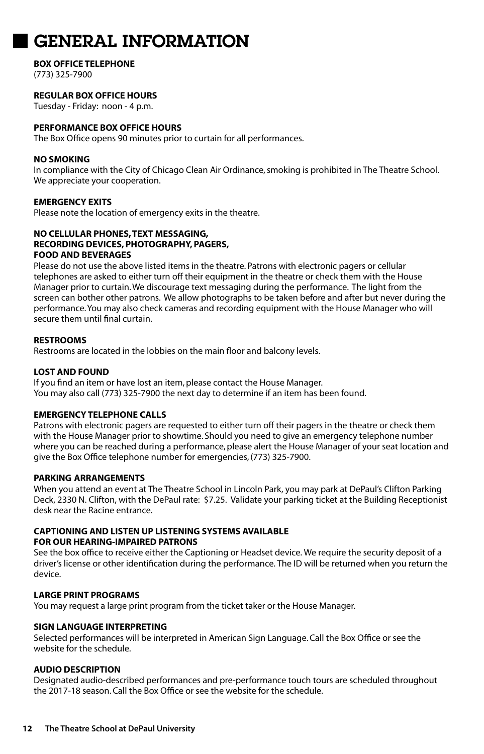# GENERAL INFORMATION

**BOX OFFICE TELEPHONE**
(773) 325-7900

**REGULAR BOX OFFICE HOURS**
Tuesday - Friday: noon - 4 p.m.

**PERFORMANCE BOX OFFICE HOURS**
The Box Office opens 90 minutes prior to curtain for all performances.

**NO SMOKING**
In compliance with the City of Chicago Clean Air Ordinance, smoking is prohibited in The Theatre School. We appreciate your cooperation.

**EMERGENCY EXITS**
Please note the location of emergency exits in the theatre.

**NO CELLULAR PHONES, TEXT MESSAGING, RECORDING DEVICES, PHOTOGRAPHY, PAGERS, FOOD AND BEVERAGES**
Please do not use the above listed items in the theatre. Patrons with electronic pagers or cellular telephones are asked to either turn off their equipment in the theatre or check them with the House Manager prior to curtain. We discourage text messaging during the performance. The light from the screen can bother other patrons. We allow photographs to be taken before and after but never during the performance. You may also check cameras and recording equipment with the House Manager who will secure them until final curtain.

**RESTROOMS**
Restrooms are located in the lobbies on the main floor and balcony levels.

**LOST AND FOUND**
If you find an item or have lost an item, please contact the House Manager.
You may also call (773) 325-7900 the next day to determine if an item has been found.

**EMERGENCY TELEPHONE CALLS**
Patrons with electronic pagers are requested to either turn off their pagers in the theatre or check them with the House Manager prior to showtime. Should you need to give an emergency telephone number where you can be reached during a performance, please alert the House Manager of your seat location and give the Box Office telephone number for emergencies, (773) 325-7900.

**PARKING ARRANGEMENTS**
When you attend an event at The Theatre School in Lincoln Park, you may park at DePaul's Clifton Parking Deck, 2330 N. Clifton, with the DePaul rate: $7.25. Validate your parking ticket at the Building Receptionist desk near the Racine entrance.

**CAPTIONING AND LISTEN UP LISTENING SYSTEMS AVAILABLE FOR OUR HEARING-IMPAIRED PATRONS**
See the box office to receive either the Captioning or Headset device. We require the security deposit of a driver's license or other identification during the performance. The ID will be returned when you return the device.

**LARGE PRINT PROGRAMS**
You may request a large print program from the ticket taker or the House Manager.

**SIGN LANGUAGE INTERPRETING**
Selected performances will be interpreted in American Sign Language. Call the Box Office or see the website for the schedule.

**AUDIO DESCRIPTION**
Designated audio-described performances and pre-performance touch tours are scheduled throughout the 2017-18 season. Call the Box Office or see the website for the schedule.